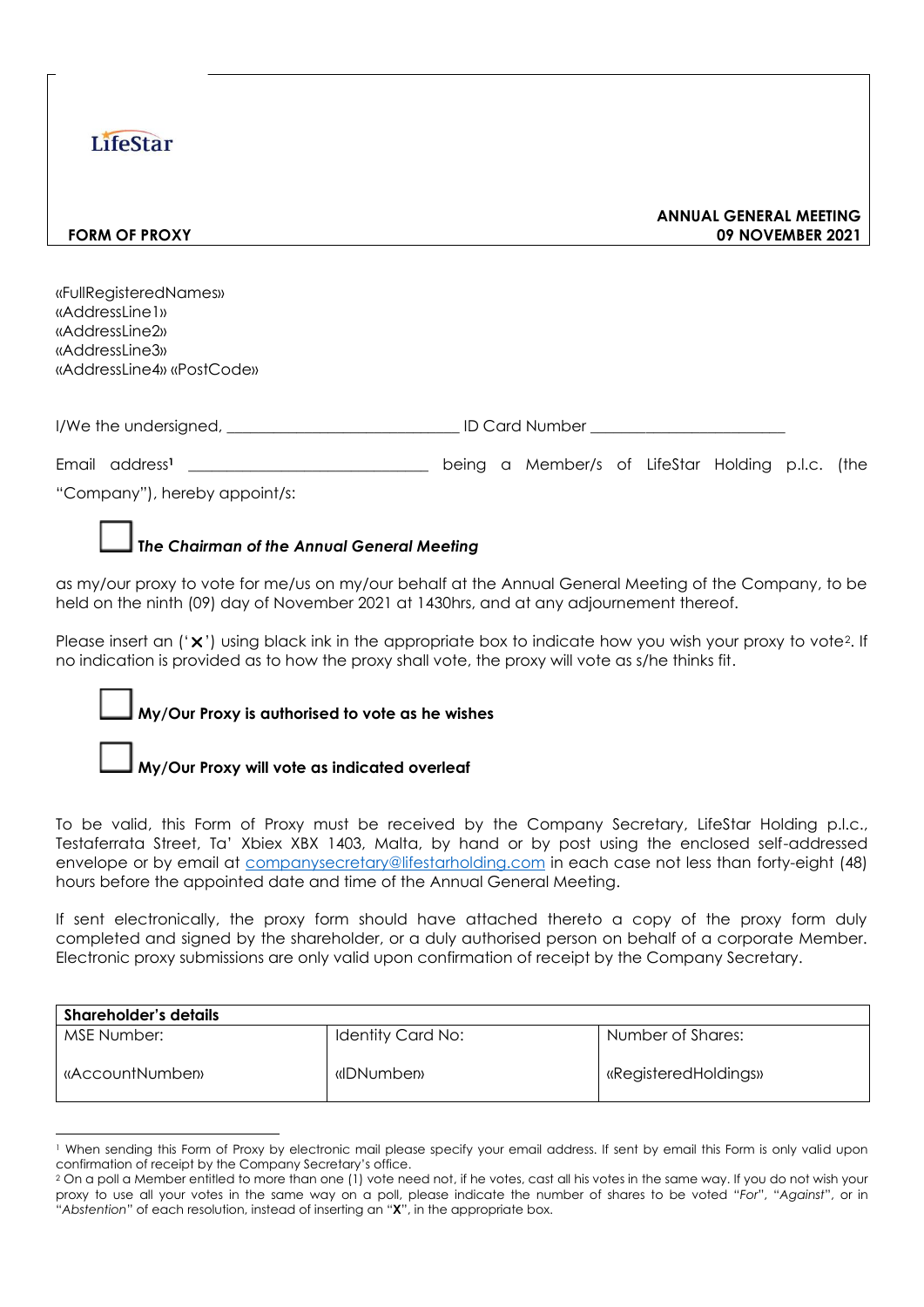LifeStar

**FORM OF PROXY**

**ANNUAL GENERAL MEETING**
**09 NOVEMBER 2021**

«FullRegisteredNames»
«AddressLine1»
«AddressLine2»
«AddressLine3»
«AddressLine4» «PostCode»

I/We the undersigned, ____________________________ ID Card Number ________________________

Email address[1] ______________________________ being a Member/s of LifeStar Holding p.l.c. (the "Company"), hereby appoint/s:

☐ ***The Chairman of the Annual General Meeting***

as my/our proxy to vote for me/us on my/our behalf at the Annual General Meeting of the Company, to be held on the ninth (09) day of November 2021 at 1430hrs, and at any adjournment thereof.

Please insert an ('✕') using black ink in the appropriate box to indicate how you wish your proxy to vote[2]. If no indication is provided as to how the proxy shall vote, the proxy will vote as s/he thinks fit.

☐ **My/Our Proxy is authorised to vote as he wishes**

☐ **My/Our Proxy will vote as indicated overleaf**

To be valid, this Form of Proxy must be received by the Company Secretary, LifeStar Holding p.l.c., Testaferrata Street, Ta' Xbiex XBX 1403, Malta, by hand or by post using the enclosed self-addressed envelope or by email at companysecretary@lifestarholding.com in each case not less than forty-eight (48) hours before the appointed date and time of the Annual General Meeting.

If sent electronically, the proxy form should have attached thereto a copy of the proxy form duly completed and signed by the shareholder, or a duly authorised person on behalf of a corporate Member. Electronic proxy submissions are only valid upon confirmation of receipt by the Company Secretary.

| **Shareholder's details** | | |
|---|---|---|
| MSE Number: | Identity Card No: | Number of Shares: |
| «AccountNumber» | «IDNumber» | «RegisteredHoldings» |

[1] When sending this Form of Proxy by electronic mail please specify your email address. If sent by email this Form is only valid upon confirmation of receipt by the Company Secretary's office.

[2] On a poll a Member entitled to more than one (1) vote need not, if he votes, cast all his votes in the same way. If you do not wish your proxy to use all your votes in the same way on a poll, please indicate the number of shares to be voted "*For*", "*Against*", or in "*Abstention*" of each resolution, instead of inserting an "**X**", in the appropriate box.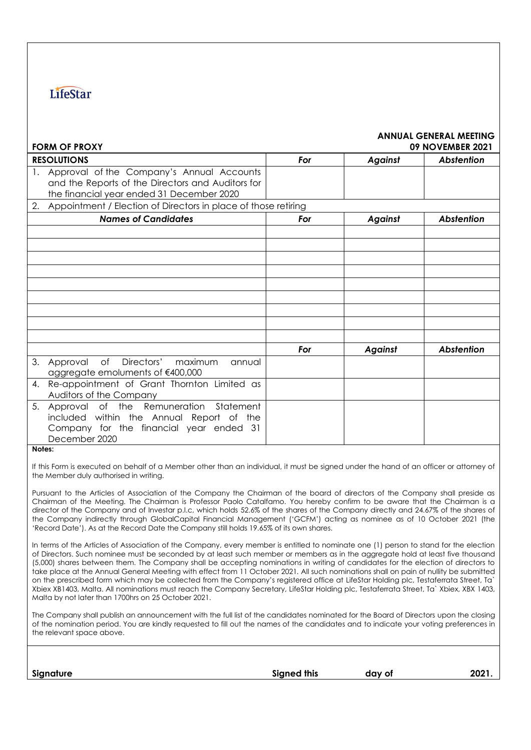LifeStar

**ANNUAL GENERAL MEETING**
**09 NOVEMBER 2021**

**FORM OF PROXY**

| **RESOLUTIONS** | ***For*** | ***Against*** | ***Abstention*** |
|---|---|---|---|
| 1. Approval of the Company's Annual Accounts and the Reports of the Directors and Auditors for the financial year ended 31 December 2020 | | | |
| 2. Appointment / Election of Directors in place of those retiring | | | |
| ***Names of Candidates*** | ***For*** | ***Against*** | ***Abstention*** |
| | | | |
| | | | |
| | | | |
| | | | |
| | | | |
| | | | |
| | | | |
| | | | |
| | | | |
| | ***For*** | ***Against*** | ***Abstention*** |
| 3. Approval of Directors' maximum annual aggregate emoluments of €400,000 | | | |
| 4. Re-appointment of Grant Thornton Limited as Auditors of the Company | | | |
| 5. Approval of the Remuneration Statement included within the Annual Report of the Company for the financial year ended 31 December 2020 | | | |

**Notes:**

If this Form is executed on behalf of a Member other than an individual, it must be signed under the hand of an officer or attorney of the Member duly authorised in writing.

Pursuant to the Articles of Association of the Company the Chairman of the board of directors of the Company shall preside as Chairman of the Meeting. The Chairman is Professor Paolo Catalfamo. You hereby confirm to be aware that the Chairman is a director of the Company and of Investar p.l.c, which holds 52.6% of the shares of the Company directly and 24.67% of the shares of the Company indirectly through GlobalCapital Financial Management ('GCFM') acting as nominee as of 10 October 2021 (the 'Record Date'). As at the Record Date the Company still holds 19.65% of its own shares.

In terms of the Articles of Association of the Company, every member is entitled to nominate one (1) person to stand for the election of Directors. Such nominee must be seconded by at least such member or members as in the aggregate hold at least five thousand (5,000) shares between them. The Company shall be accepting nominations in writing of candidates for the election of directors to take place at the Annual General Meeting with effect from 11 October 2021. All such nominations shall on pain of nullity be submitted on the prescribed form which may be collected from the Company's registered office at LifeStar Holding plc, Testaferrata Street, Ta` Xbiex XB1403, Malta. All nominations must reach the Company Secretary, LifeStar Holding plc, Testaferrata Street, Ta` Xbiex, XBX 1403, Malta by not later than 1700hrs on 25 October 2021.

The Company shall publish an announcement with the full list of the candidates nominated for the Board of Directors upon the closing of the nomination period. You are kindly requested to fill out the names of the candidates and to indicate your voting preferences in the relevant space above.

**Signature** **Signed this** **day of** **2021.**